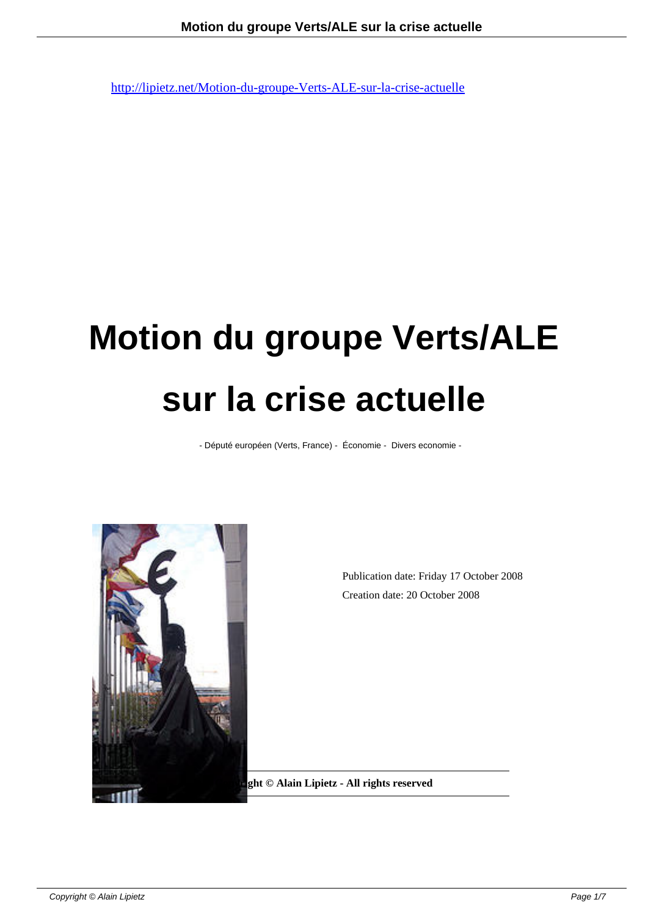http://lipietz.net/Motion-du-groupe-Verts-ALE-sur-la-crise-actuelle

# Motion du groupe Verts/ALE sur la crise actuelle

- Député européen (Verts, France) - Économie - Divers economie -

Publication date: Friday 17 October 2008

Creation date: 20 October 2008

**Copyright © Alain Lipietz - All rights reserved**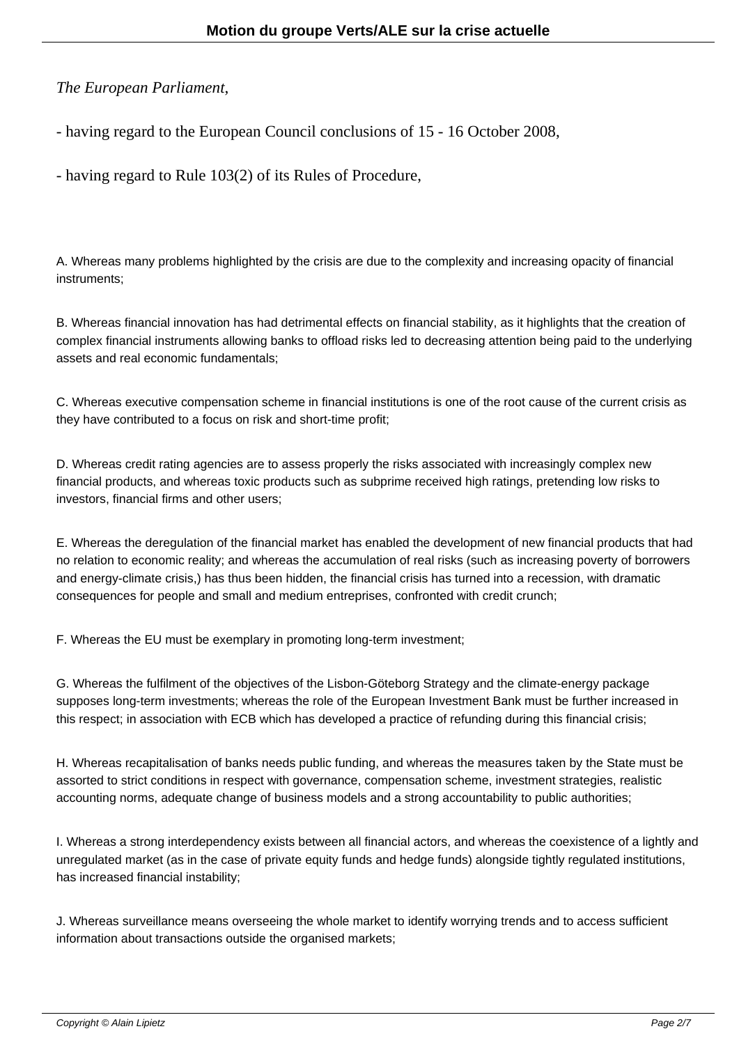*The European Parliament,*

- having regard to the European Council conclusions of 15 - 16 October 2008,

- having regard to Rule 103(2) of its Rules of Procedure,

A. Whereas many problems highlighted by the crisis are due to the complexity and increasing opacity of financial instruments;

B. Whereas financial innovation has had detrimental effects on financial stability, as it highlights that the creation of complex financial instruments allowing banks to offload risks led to decreasing attention being paid to the underlying assets and real economic fundamentals;

C. Whereas executive compensation scheme in financial institutions is one of the root cause of the current crisis as they have contributed to a focus on risk and short-time profit;

D. Whereas credit rating agencies are to assess properly the risks associated with increasingly complex new financial products, and whereas toxic products such as subprime received high ratings, pretending low risks to investors, financial firms and other users;

E. Whereas the deregulation of the financial market has enabled the development of new financial products that had no relation to economic reality; and whereas the accumulation of real risks (such as increasing poverty of borrowers and energy-climate crisis,) has thus been hidden, the financial crisis has turned into a recession, with dramatic consequences for people and small and medium entreprises, confronted with credit crunch;

F. Whereas the EU must be exemplary in promoting long-term investment;

G. Whereas the fulfilment of the objectives of the Lisbon-Göteborg Strategy and the climate-energy package supposes long-term investments; whereas the role of the European Investment Bank must be further increased in this respect; in association with ECB which has developed a practice of refunding during this financial crisis;

H. Whereas recapitalisation of banks needs public funding, and whereas the measures taken by the State must be assorted to strict conditions in respect with governance, compensation scheme, investment strategies, realistic accounting norms, adequate change of business models and a strong accountability to public authorities;

I. Whereas a strong interdependency exists between all financial actors, and whereas the coexistence of a lightly and unregulated market (as in the case of private equity funds and hedge funds) alongside tightly regulated institutions, has increased financial instability;

J. Whereas surveillance means overseeing the whole market to identify worrying trends and to access sufficient information about transactions outside the organised markets;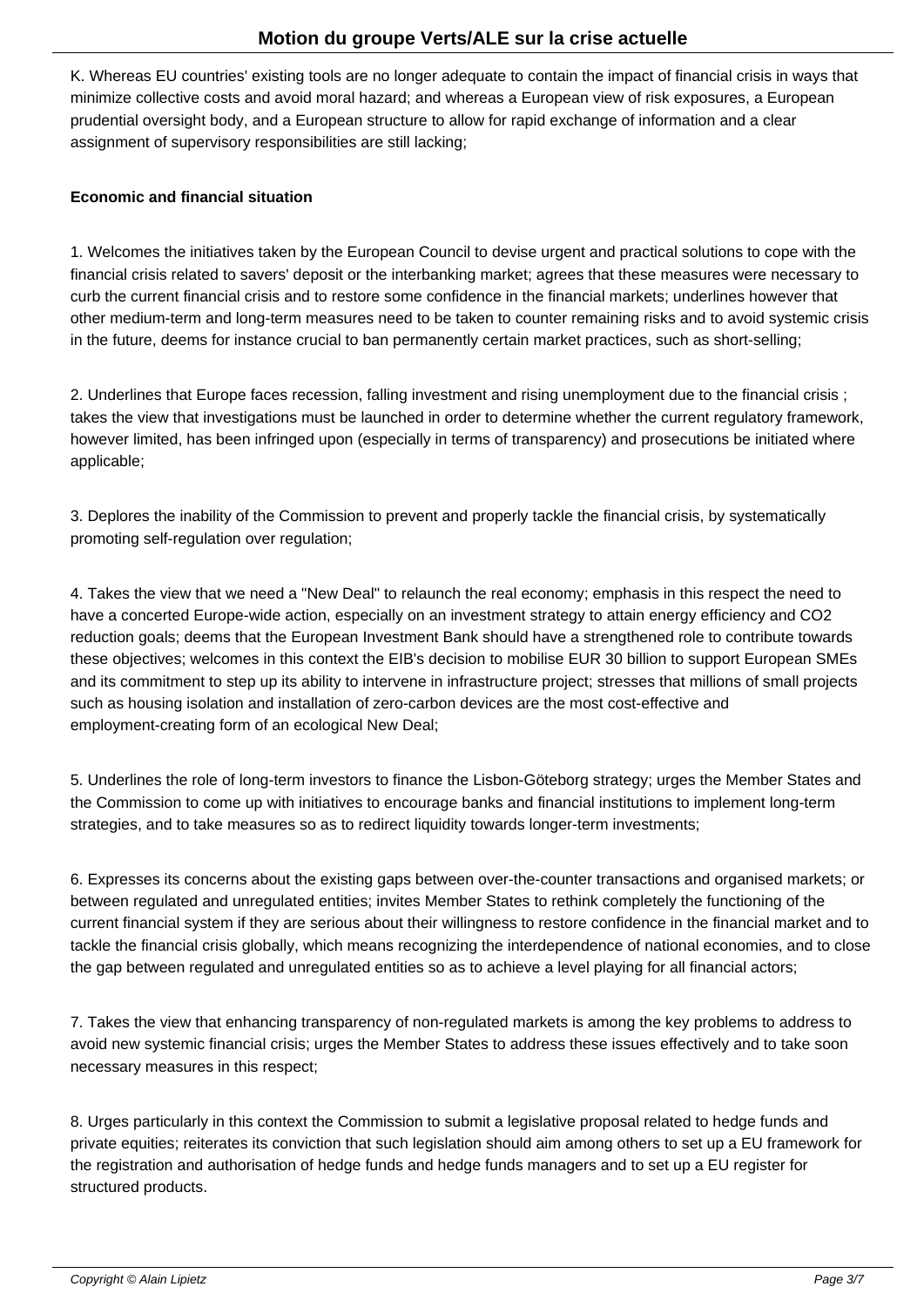K. Whereas EU countries' existing tools are no longer adequate to contain the impact of financial crisis in ways that minimize collective costs and avoid moral hazard; and whereas a European view of risk exposures, a European prudential oversight body, and a European structure to allow for rapid exchange of information and a clear assignment of supervisory responsibilities are still lacking;

**Economic and financial situation**

1. Welcomes the initiatives taken by the European Council to devise urgent and practical solutions to cope with the financial crisis related to savers' deposit or the interbanking market; agrees that these measures were necessary to curb the current financial crisis and to restore some confidence in the financial markets; underlines however that other medium-term and long-term measures need to be taken to counter remaining risks and to avoid systemic crisis in the future, deems for instance crucial to ban permanently certain market practices, such as short-selling;

2. Underlines that Europe faces recession, falling investment and rising unemployment due to the financial crisis ; takes the view that investigations must be launched in order to determine whether the current regulatory framework, however limited, has been infringed upon (especially in terms of transparency) and prosecutions be initiated where applicable;

3. Deplores the inability of the Commission to prevent and properly tackle the financial crisis, by systematically promoting self-regulation over regulation;

4. Takes the view that we need a "New Deal" to relaunch the real economy; emphasis in this respect the need to have a concerted Europe-wide action, especially on an investment strategy to attain energy efficiency and CO2 reduction goals; deems that the European Investment Bank should have a strengthened role to contribute towards these objectives; welcomes in this context the EIB's decision to mobilise EUR 30 billion to support European SMEs and its commitment to step up its ability to intervene in infrastructure project; stresses that millions of small projects such as housing isolation and installation of zero-carbon devices are the most cost-effective and employment-creating form of an ecological New Deal;

5. Underlines the role of long-term investors to finance the Lisbon-Göteborg strategy; urges the Member States and the Commission to come up with initiatives to encourage banks and financial institutions to implement long-term strategies, and to take measures so as to redirect liquidity towards longer-term investments;

6. Expresses its concerns about the existing gaps between over-the-counter transactions and organised markets; or between regulated and unregulated entities; invites Member States to rethink completely the functioning of the current financial system if they are serious about their willingness to restore confidence in the financial market and to tackle the financial crisis globally, which means recognizing the interdependence of national economies, and to close the gap between regulated and unregulated entities so as to achieve a level playing for all financial actors;

7. Takes the view that enhancing transparency of non-regulated markets is among the key problems to address to avoid new systemic financial crisis; urges the Member States to address these issues effectively and to take soon necessary measures in this respect;

8. Urges particularly in this context the Commission to submit a legislative proposal related to hedge funds and private equities; reiterates its conviction that such legislation should aim among others to set up a EU framework for the registration and authorisation of hedge funds and hedge funds managers and to set up a EU register for structured products.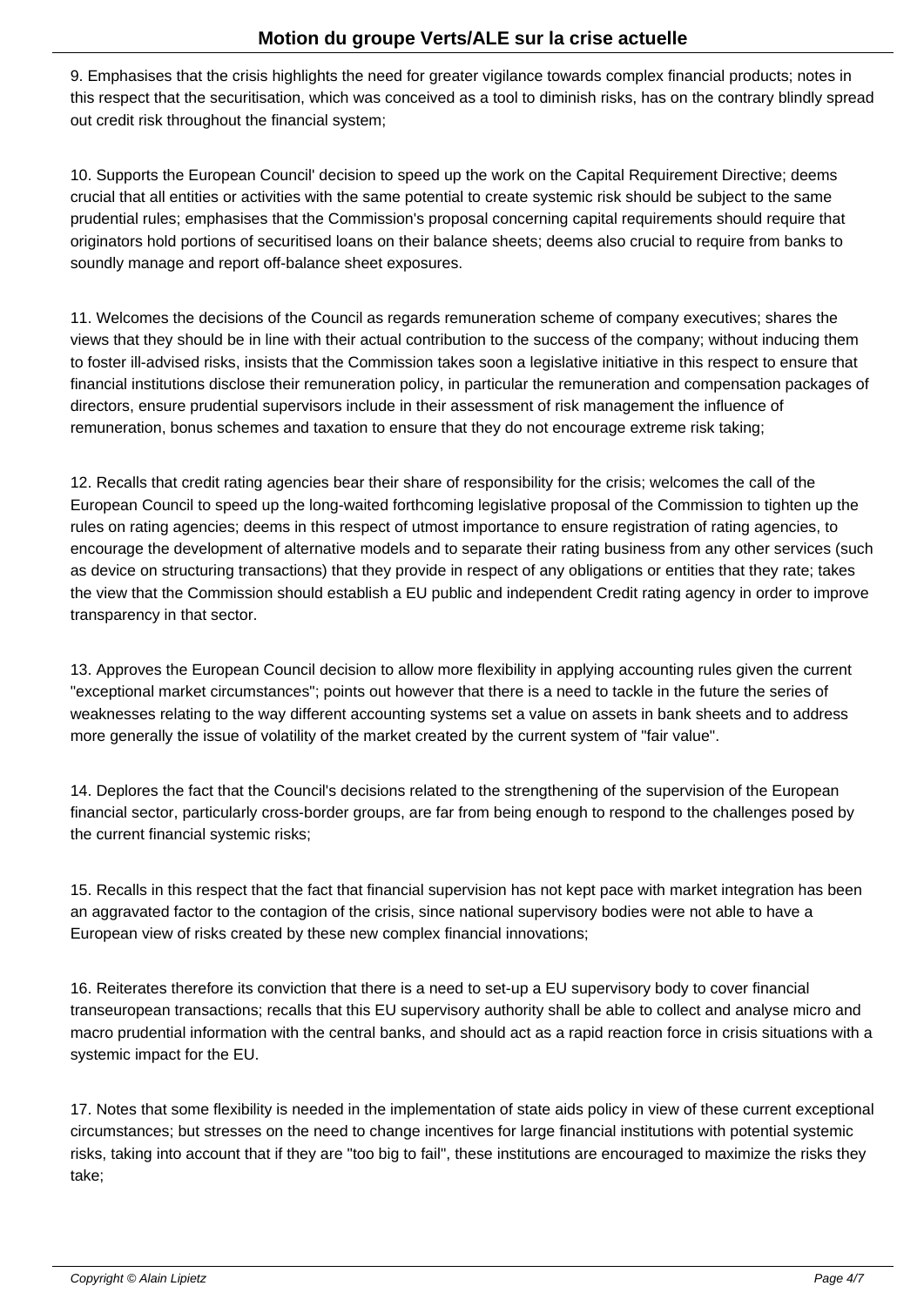9. Emphasises that the crisis highlights the need for greater vigilance towards complex financial products; notes in this respect that the securitisation, which was conceived as a tool to diminish risks, has on the contrary blindly spread out credit risk throughout the financial system;

10. Supports the European Council' decision to speed up the work on the Capital Requirement Directive; deems crucial that all entities or activities with the same potential to create systemic risk should be subject to the same prudential rules; emphasises that the Commission's proposal concerning capital requirements should require that originators hold portions of securitised loans on their balance sheets; deems also crucial to require from banks to soundly manage and report off-balance sheet exposures.

11. Welcomes the decisions of the Council as regards remuneration scheme of company executives; shares the views that they should be in line with their actual contribution to the success of the company; without inducing them to foster ill-advised risks, insists that the Commission takes soon a legislative initiative in this respect to ensure that financial institutions disclose their remuneration policy, in particular the remuneration and compensation packages of directors, ensure prudential supervisors include in their assessment of risk management the influence of remuneration, bonus schemes and taxation to ensure that they do not encourage extreme risk taking;

12. Recalls that credit rating agencies bear their share of responsibility for the crisis; welcomes the call of the European Council to speed up the long-waited forthcoming legislative proposal of the Commission to tighten up the rules on rating agencies; deems in this respect of utmost importance to ensure registration of rating agencies, to encourage the development of alternative models and to separate their rating business from any other services (such as device on structuring transactions) that they provide in respect of any obligations or entities that they rate; takes the view that the Commission should establish a EU public and independent Credit rating agency in order to improve transparency in that sector.

13. Approves the European Council decision to allow more flexibility in applying accounting rules given the current "exceptional market circumstances"; points out however that there is a need to tackle in the future the series of weaknesses relating to the way different accounting systems set a value on assets in bank sheets and to address more generally the issue of volatility of the market created by the current system of "fair value".

14. Deplores the fact that the Council's decisions related to the strengthening of the supervision of the European financial sector, particularly cross-border groups, are far from being enough to respond to the challenges posed by the current financial systemic risks;

15. Recalls in this respect that the fact that financial supervision has not kept pace with market integration has been an aggravated factor to the contagion of the crisis, since national supervisory bodies were not able to have a European view of risks created by these new complex financial innovations;

16. Reiterates therefore its conviction that there is a need to set-up a EU supervisory body to cover financial transeuropean transactions; recalls that this EU supervisory authority shall be able to collect and analyse micro and macro prudential information with the central banks, and should act as a rapid reaction force in crisis situations with a systemic impact for the EU.

17. Notes that some flexibility is needed in the implementation of state aids policy in view of these current exceptional circumstances; but stresses on the need to change incentives for large financial institutions with potential systemic risks, taking into account that if they are "too big to fail", these institutions are encouraged to maximize the risks they take;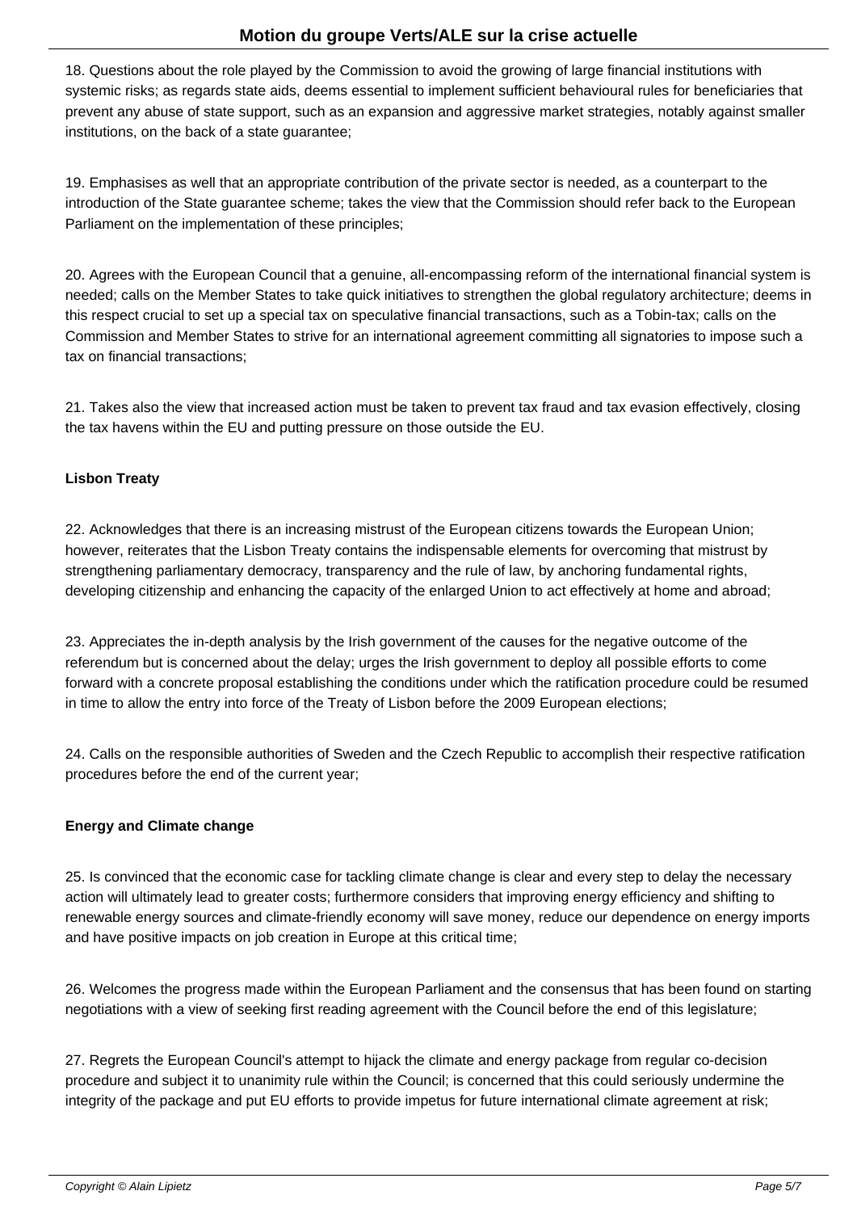18. Questions about the role played by the Commission to avoid the growing of large financial institutions with systemic risks; as regards state aids, deems essential to implement sufficient behavioural rules for beneficiaries that prevent any abuse of state support, such as an expansion and aggressive market strategies, notably against smaller institutions, on the back of a state guarantee;

19. Emphasises as well that an appropriate contribution of the private sector is needed, as a counterpart to the introduction of the State guarantee scheme; takes the view that the Commission should refer back to the European Parliament on the implementation of these principles;

20. Agrees with the European Council that a genuine, all-encompassing reform of the international financial system is needed; calls on the Member States to take quick initiatives to strengthen the global regulatory architecture; deems in this respect crucial to set up a special tax on speculative financial transactions, such as a Tobin-tax; calls on the Commission and Member States to strive for an international agreement committing all signatories to impose such a tax on financial transactions;

21. Takes also the view that increased action must be taken to prevent tax fraud and tax evasion effectively, closing the tax havens within the EU and putting pressure on those outside the EU.

**Lisbon Treaty**

22. Acknowledges that there is an increasing mistrust of the European citizens towards the European Union; however, reiterates that the Lisbon Treaty contains the indispensable elements for overcoming that mistrust by strengthening parliamentary democracy, transparency and the rule of law, by anchoring fundamental rights, developing citizenship and enhancing the capacity of the enlarged Union to act effectively at home and abroad;

23. Appreciates the in-depth analysis by the Irish government of the causes for the negative outcome of the referendum but is concerned about the delay; urges the Irish government to deploy all possible efforts to come forward with a concrete proposal establishing the conditions under which the ratification procedure could be resumed in time to allow the entry into force of the Treaty of Lisbon before the 2009 European elections;

24. Calls on the responsible authorities of Sweden and the Czech Republic to accomplish their respective ratification procedures before the end of the current year;

**Energy and Climate change**

25. Is convinced that the economic case for tackling climate change is clear and every step to delay the necessary action will ultimately lead to greater costs; furthermore considers that improving energy efficiency and shifting to renewable energy sources and climate-friendly economy will save money, reduce our dependence on energy imports and have positive impacts on job creation in Europe at this critical time;

26. Welcomes the progress made within the European Parliament and the consensus that has been found on starting negotiations with a view of seeking first reading agreement with the Council before the end of this legislature;

27. Regrets the European Council's attempt to hijack the climate and energy package from regular co-decision procedure and subject it to unanimity rule within the Council; is concerned that this could seriously undermine the integrity of the package and put EU efforts to provide impetus for future international climate agreement at risk;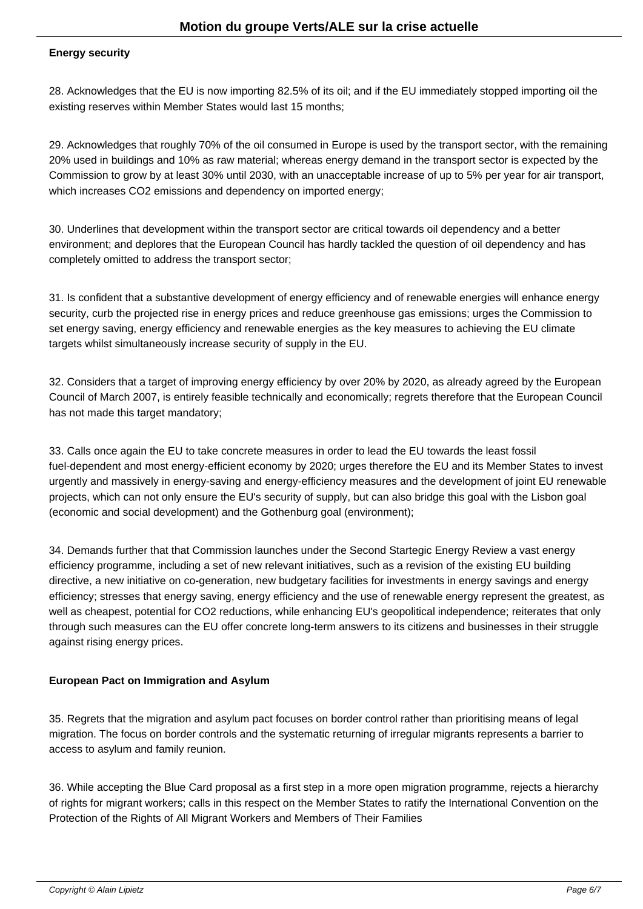**Energy security**

28. Acknowledges that the EU is now importing 82.5% of its oil; and if the EU immediately stopped importing oil the existing reserves within Member States would last 15 months;

29. Acknowledges that roughly 70% of the oil consumed in Europe is used by the transport sector, with the remaining 20% used in buildings and 10% as raw material; whereas energy demand in the transport sector is expected by the Commission to grow by at least 30% until 2030, with an unacceptable increase of up to 5% per year for air transport, which increases $CO_2$ emissions and dependency on imported energy;

30. Underlines that development within the transport sector are critical towards oil dependency and a better environment; and deplores that the European Council has hardly tackled the question of oil dependency and has completely omitted to address the transport sector;

31. Is confident that a substantive development of energy efficiency and of renewable energies will enhance energy security, curb the projected rise in energy prices and reduce greenhouse gas emissions; urges the Commission to set energy saving, energy efficiency and renewable energies as the key measures to achieving the EU climate targets whilst simultaneously increase security of supply in the EU.

32. Considers that a target of improving energy efficiency by over 20% by 2020, as already agreed by the European Council of March 2007, is entirely feasible technically and economically; regrets therefore that the European Council has not made this target mandatory;

33. Calls once again the EU to take concrete measures in order to lead the EU towards the least fossil fuel-dependent and most energy-efficient economy by 2020; urges therefore the EU and its Member States to invest urgently and massively in energy-saving and energy-efficiency measures and the development of joint EU renewable projects, which can not only ensure the EU's security of supply, but can also bridge this goal with the Lisbon goal (economic and social development) and the Gothenburg goal (environment);

34. Demands further that that Commission launches under the Second Startegic Energy Review a vast energy efficiency programme, including a set of new relevant initiatives, such as a revision of the existing EU building directive, a new initiative on co-generation, new budgetary facilities for investments in energy savings and energy efficiency; stresses that energy saving, energy efficiency and the use of renewable energy represent the greatest, as well as cheapest, potential for $CO_2$ reductions, while enhancing EU's geopolitical independence; reiterates that only through such measures can the EU offer concrete long-term answers to its citizens and businesses in their struggle against rising energy prices.

**European Pact on Immigration and Asylum**

35. Regrets that the migration and asylum pact focuses on border control rather than prioritising means of legal migration. The focus on border controls and the systematic returning of irregular migrants represents a barrier to access to asylum and family reunion.

36. While accepting the Blue Card proposal as a first step in a more open migration programme, rejects a hierarchy of rights for migrant workers; calls in this respect on the Member States to ratify the International Convention on the Protection of the Rights of All Migrant Workers and Members of Their Families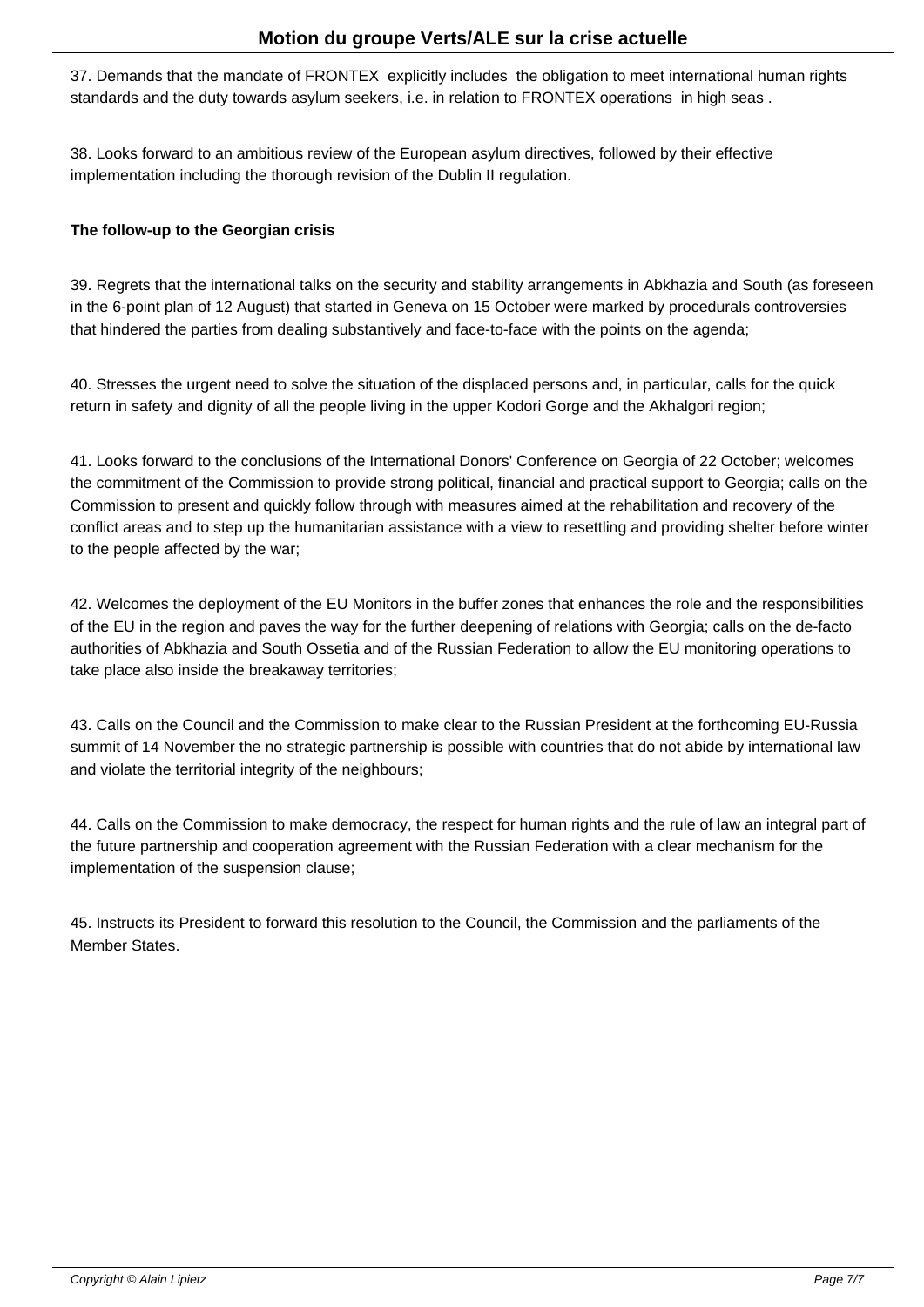37. Demands that the mandate of FRONTEX explicitly includes the obligation to meet international human rights standards and the duty towards asylum seekers, i.e. in relation to FRONTEX operations in high seas .

38. Looks forward to an ambitious review of the European asylum directives, followed by their effective implementation including the thorough revision of the Dublin II regulation.

**The follow-up to the Georgian crisis**

39. Regrets that the international talks on the security and stability arrangements in Abkhazia and South (as foreseen in the 6-point plan of 12 August) that started in Geneva on 15 October were marked by procedurals controversies that hindered the parties from dealing substantively and face-to-face with the points on the agenda;

40. Stresses the urgent need to solve the situation of the displaced persons and, in particular, calls for the quick return in safety and dignity of all the people living in the upper Kodori Gorge and the Akhalgori region;

41. Looks forward to the conclusions of the International Donors' Conference on Georgia of 22 October; welcomes the commitment of the Commission to provide strong political, financial and practical support to Georgia; calls on the Commission to present and quickly follow through with measures aimed at the rehabilitation and recovery of the conflict areas and to step up the humanitarian assistance with a view to resettling and providing shelter before winter to the people affected by the war;

42. Welcomes the deployment of the EU Monitors in the buffer zones that enhances the role and the responsibilities of the EU in the region and paves the way for the further deepening of relations with Georgia; calls on the de-facto authorities of Abkhazia and South Ossetia and of the Russian Federation to allow the EU monitoring operations to take place also inside the breakaway territories;

43. Calls on the Council and the Commission to make clear to the Russian President at the forthcoming EU-Russia summit of 14 November the no strategic partnership is possible with countries that do not abide by international law and violate the territorial integrity of the neighbours;

44. Calls on the Commission to make democracy, the respect for human rights and the rule of law an integral part of the future partnership and cooperation agreement with the Russian Federation with a clear mechanism for the implementation of the suspension clause;

45. Instructs its President to forward this resolution to the Council, the Commission and the parliaments of the Member States.